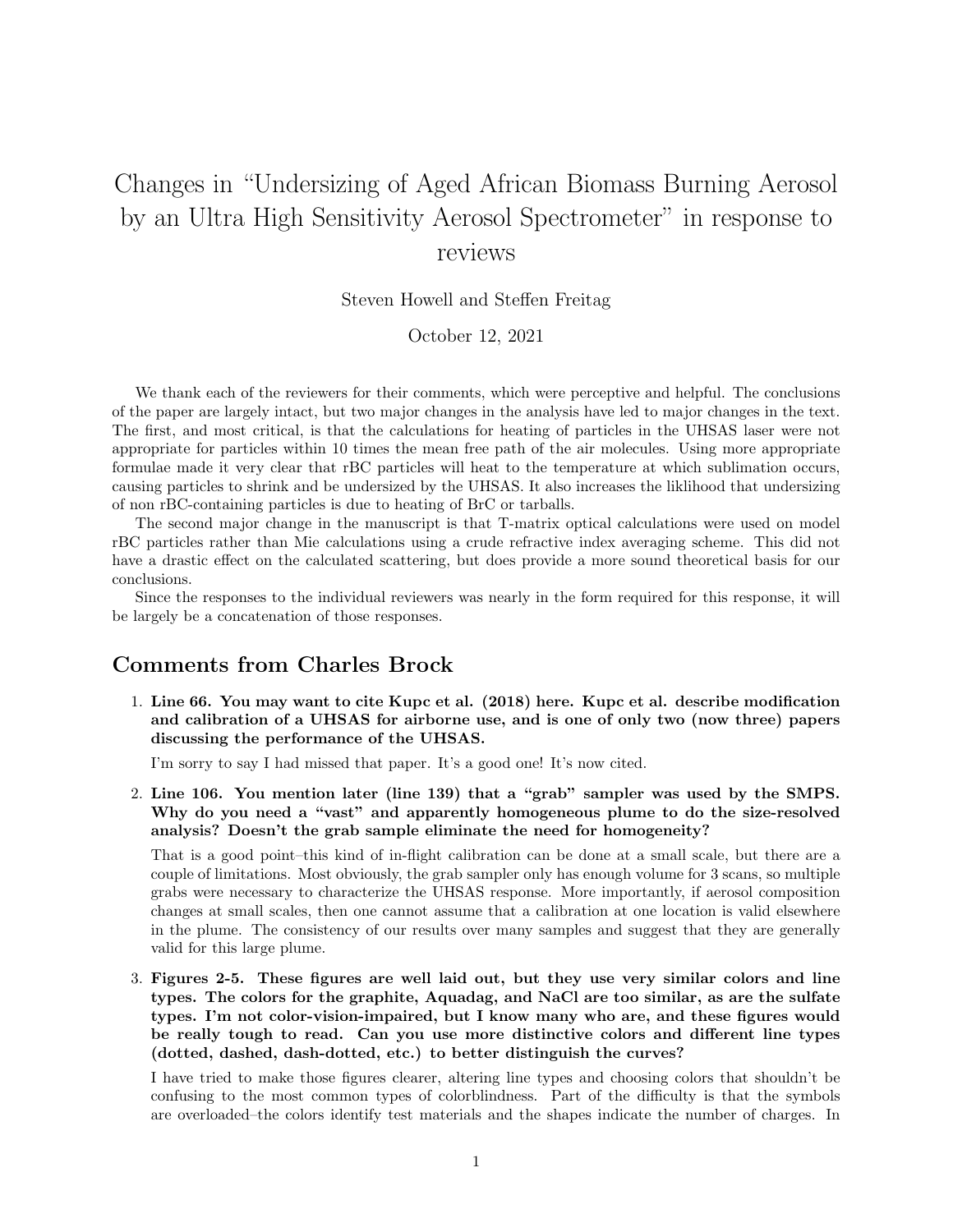# Changes in "Undersizing of Aged African Biomass Burning Aerosol by an Ultra High Sensitivity Aerosol Spectrometer" in response to reviews

Steven Howell and Steffen Freitag

October 12, 2021

We thank each of the reviewers for their comments, which were perceptive and helpful. The conclusions of the paper are largely intact, but two major changes in the analysis have led to major changes in the text. The first, and most critical, is that the calculations for heating of particles in the UHSAS laser were not appropriate for particles within 10 times the mean free path of the air molecules. Using more appropriate formulae made it very clear that rBC particles will heat to the temperature at which sublimation occurs, causing particles to shrink and be undersized by the UHSAS. It also increases the liklihood that undersizing of non rBC-containing particles is due to heating of BrC or tarballs.

The second major change in the manuscript is that T-matrix optical calculations were used on model rBC particles rather than Mie calculations using a crude refractive index averaging scheme. This did not have a drastic effect on the calculated scattering, but does provide a more sound theoretical basis for our conclusions.

Since the responses to the individual reviewers was nearly in the form required for this response, it will be largely be a concatenation of those responses.

## Comments from Charles Brock

1. **Line 66. You may want to cite Kupc et al. (2018) here. Kupc et al. describe modification and calibration of a UHSAS for airborne use, and is one of only two (now three) papers discussing the performance of the UHSAS.**

   I'm sorry to say I had missed that paper. It's a good one! It's now cited.

2. **Line 106. You mention later (line 139) that a "grab" sampler was used by the SMPS. Why do you need a "vast" and apparently homogeneous plume to do the size-resolved analysis? Doesn't the grab sample eliminate the need for homogeneity?**

   That is a good point–this kind of in-flight calibration can be done at a small scale, but there are a couple of limitations. Most obviously, the grab sampler only has enough volume for 3 scans, so multiple grabs were necessary to characterize the UHSAS response. More importantly, if aerosol composition changes at small scales, then one cannot assume that a calibration at one location is valid elsewhere in the plume. The consistency of our results over many samples and suggest that they are generally valid for this large plume.

3. **Figures 2-5. These figures are well laid out, but they use very similar colors and line types. The colors for the graphite, Aquadag, and NaCl are too similar, as are the sulfate types. I'm not color-vision-impaired, but I know many who are, and these figures would be really tough to read. Can you use more distinctive colors and different line types (dotted, dashed, dash-dotted, etc.) to better distinguish the curves?**

   I have tried to make those figures clearer, altering line types and choosing colors that shouldn't be confusing to the most common types of colorblindness. Part of the difficulty is that the symbols are overloaded–the colors identify test materials and the shapes indicate the number of charges. In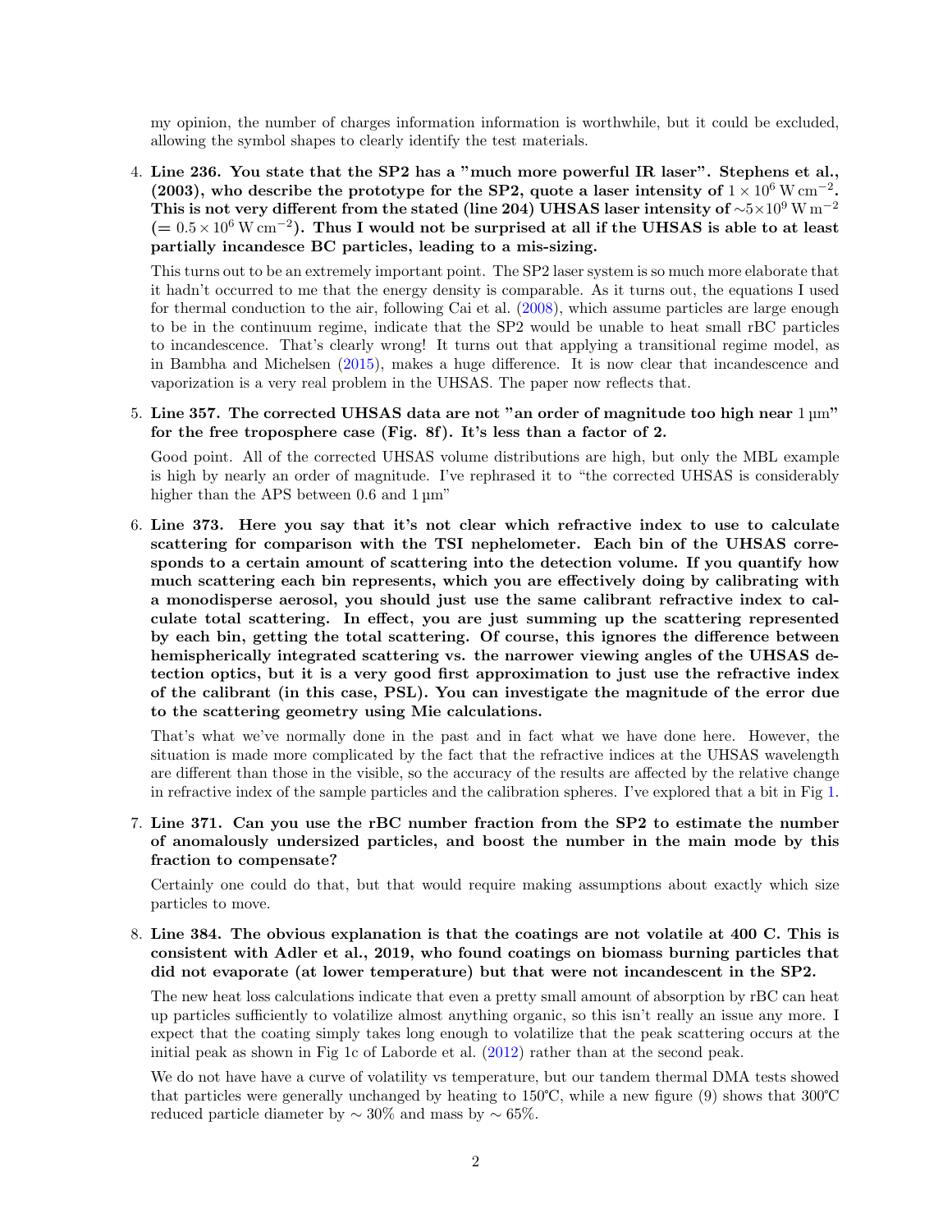my opinion, the number of charges information information is worthwhile, but it could be excluded, allowing the symbol shapes to clearly identify the test materials.

4. **Line 236. You state that the SP2 has a "much more powerful IR laser". Stephens et al., (2003), who describe the prototype for the SP2, quote a laser intensity of $1 \times 10^6$ W cm$^{-2}$. This is not very different from the stated (line 204) UHSAS laser intensity of $\sim 5 \times 10^9$ W m$^{-2}$ ($= 0.5 \times 10^6$ W cm$^{-2}$). Thus I would not be surprised at all if the UHSAS is able to at least partially incandesce BC particles, leading to a mis-sizing.**

   This turns out to be an extremely important point. The SP2 laser system is so much more elaborate that it hadn't occurred to me that the energy density is comparable. As it turns out, the equations I used for thermal conduction to the air, following Cai et al. (2008), which assume particles are large enough to be in the continuum regime, indicate that the SP2 would be unable to heat small rBC particles to incandescence. That's clearly wrong! It turns out that applying a transitional regime model, as in Bambha and Michelsen (2015), makes a huge difference. It is now clear that incandescence and vaporization is a very real problem in the UHSAS. The paper now reflects that.

5. **Line 357. The corrected UHSAS data are not "an order of magnitude too high near 1 µm" for the free troposphere case (Fig. 8f). It's less than a factor of 2.**

   Good point. All of the corrected UHSAS volume distributions are high, but only the MBL example is high by nearly an order of magnitude. I've rephrased it to "the corrected UHSAS is considerably higher than the APS between 0.6 and 1 µm"

6. **Line 373. Here you say that it's not clear which refractive index to use to calculate scattering for comparison with the TSI nephelometer. Each bin of the UHSAS corresponds to a certain amount of scattering into the detection volume. If you quantify how much scattering each bin represents, which you are effectively doing by calibrating with a monodisperse aerosol, you should just use the same calibrant refractive index to calculate total scattering. In effect, you are just summing up the scattering represented by each bin, getting the total scattering. Of course, this ignores the difference between hemispherically integrated scattering vs. the narrower viewing angles of the UHSAS detection optics, but it is a very good first approximation to just use the refractive index of the calibrant (in this case, PSL). You can investigate the magnitude of the error due to the scattering geometry using Mie calculations.**

   That's what we've normally done in the past and in fact what we have done here. However, the situation is made more complicated by the fact that the refractive indices at the UHSAS wavelength are different than those in the visible, so the accuracy of the results are affected by the relative change in refractive index of the sample particles and the calibration spheres. I've explored that a bit in Fig 1.

7. **Line 371. Can you use the rBC number fraction from the SP2 to estimate the number of anomalously undersized particles, and boost the number in the main mode by this fraction to compensate?**

   Certainly one could do that, but that would require making assumptions about exactly which size particles to move.

8. **Line 384. The obvious explanation is that the coatings are not volatile at 400 C. This is consistent with Adler et al., 2019, who found coatings on biomass burning particles that did not evaporate (at lower temperature) but that were not incandescent in the SP2.**

   The new heat loss calculations indicate that even a pretty small amount of absorption by rBC can heat up particles sufficiently to volatilize almost anything organic, so this isn't really an issue any more. I expect that the coating simply takes long enough to volatilize that the peak scattering occurs at the initial peak as shown in Fig 1c of Laborde et al. (2012) rather than at the second peak.

   We do not have have a curve of volatility vs temperature, but our tandem thermal DMA tests showed that particles were generally unchanged by heating to 150°C, while a new figure (9) shows that 300°C reduced particle diameter by $\sim 30\%$ and mass by $\sim 65\%$.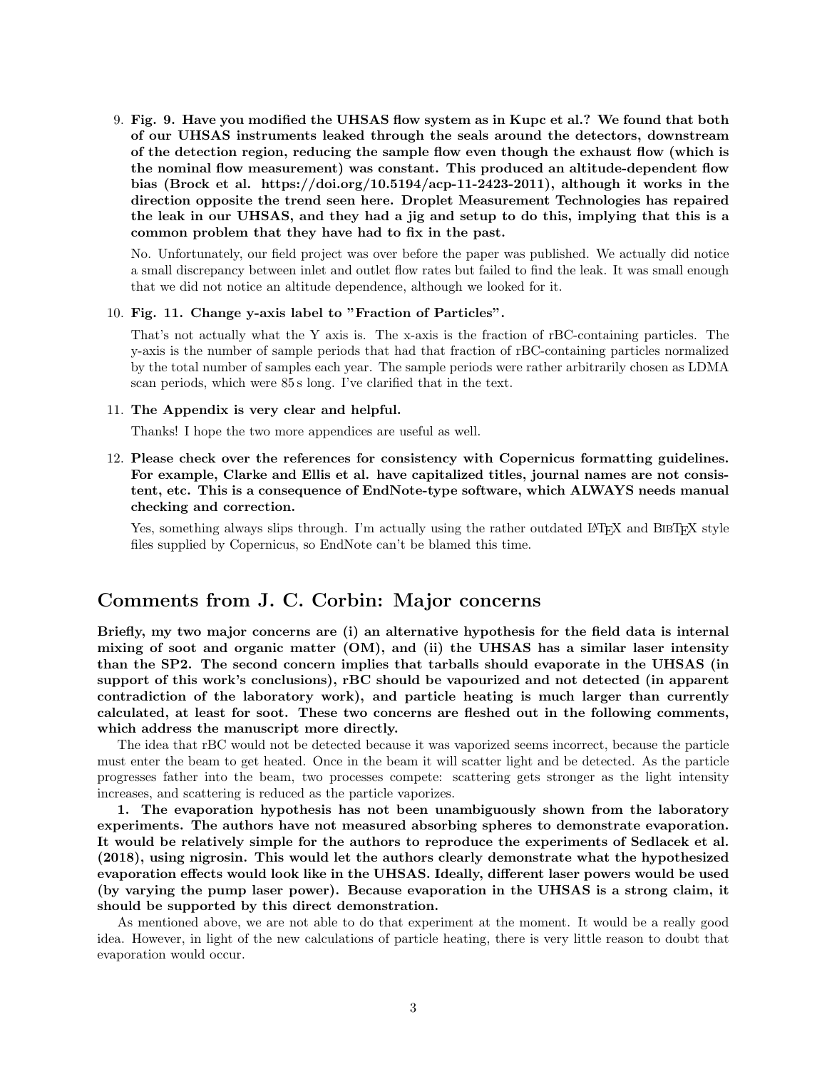9. **Fig. 9. Have you modified the UHSAS flow system as in Kupc et al.? We found that both of our UHSAS instruments leaked through the seals around the detectors, downstream of the detection region, reducing the sample flow even though the exhaust flow (which is the nominal flow measurement) was constant. This produced an altitude-dependent flow bias (Brock et al. https://doi.org/10.5194/acp-11-2423-2011), although it works in the direction opposite the trend seen here. Droplet Measurement Technologies has repaired the leak in our UHSAS, and they had a jig and setup to do this, implying that this is a common problem that they have had to fix in the past.**

   No. Unfortunately, our field project was over before the paper was published. We actually did notice a small discrepancy between inlet and outlet flow rates but failed to find the leak. It was small enough that we did not notice an altitude dependence, although we looked for it.

10. **Fig. 11. Change y-axis label to "Fraction of Particles".**

    That's not actually what the Y axis is. The x-axis is the fraction of rBC-containing particles. The y-axis is the number of sample periods that had that fraction of rBC-containing particles normalized by the total number of samples each year. The sample periods were rather arbitrarily chosen as LDMA scan periods, which were 85 s long. I've clarified that in the text.

11. **The Appendix is very clear and helpful.**

    Thanks! I hope the two more appendices are useful as well.

12. **Please check over the references for consistency with Copernicus formatting guidelines. For example, Clarke and Ellis et al. have capitalized titles, journal names are not consistent, etc. This is a consequence of EndNote-type software, which ALWAYS needs manual checking and correction.**

    Yes, something always slips through. I'm actually using the rather outdated LaTeX and BibTeX style files supplied by Copernicus, so EndNote can't be blamed this time.

## Comments from J. C. Corbin: Major concerns

**Briefly, my two major concerns are (i) an alternative hypothesis for the field data is internal mixing of soot and organic matter (OM), and (ii) the UHSAS has a similar laser intensity than the SP2. The second concern implies that tarballs should evaporate in the UHSAS (in support of this work's conclusions), rBC should be vapourized and not detected (in apparent contradiction of the laboratory work), and particle heating is much larger than currently calculated, at least for soot. These two concerns are fleshed out in the following comments, which address the manuscript more directly.**

The idea that rBC would not be detected because it was vaporized seems incorrect, because the particle must enter the beam to get heated. Once in the beam it will scatter light and be detected. As the particle progresses father into the beam, two processes compete: scattering gets stronger as the light intensity increases, and scattering is reduced as the particle vaporizes.

**1. The evaporation hypothesis has not been unambiguously shown from the laboratory experiments. The authors have not measured absorbing spheres to demonstrate evaporation. It would be relatively simple for the authors to reproduce the experiments of Sedlacek et al. (2018), using nigrosin. This would let the authors clearly demonstrate what the hypothesized evaporation effects would look like in the UHSAS. Ideally, different laser powers would be used (by varying the pump laser power). Because evaporation in the UHSAS is a strong claim, it should be supported by this direct demonstration.**

As mentioned above, we are not able to do that experiment at the moment. It would be a really good idea. However, in light of the new calculations of particle heating, there is very little reason to doubt that evaporation would occur.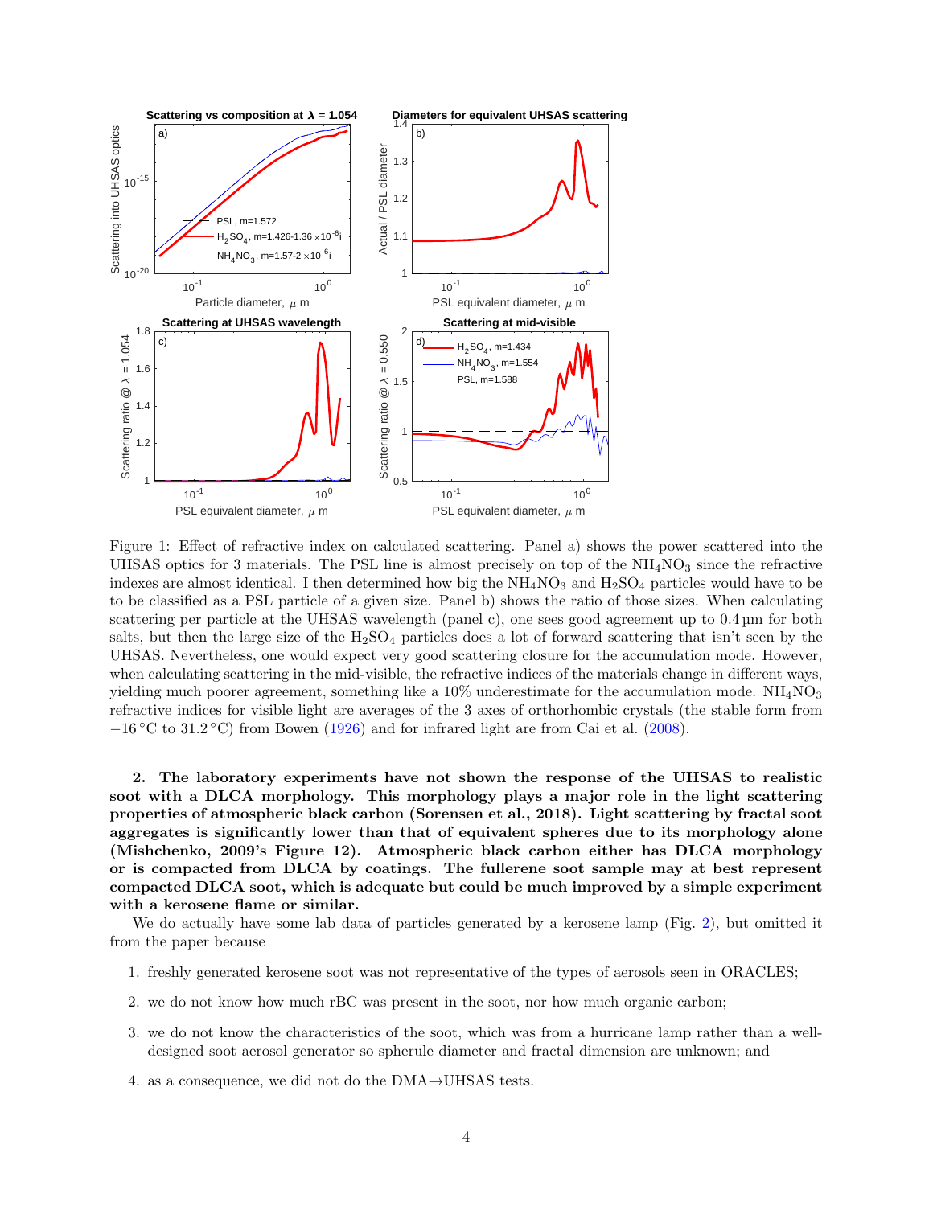Scattering vs composition at λ = 1.054

a)

Scattering into UHSAS optics

$10^{-15}$

$10^{-20}$

PSL, m=1.572

$H_2SO_4$, m=1.426-1.36 ×$10^{-6}$i

$NH_4NO_3$, m=1.57-2 ×$10^{-6}$i

$10^{-1}$ $10^{0}$

Particle diameter, μ m

Diameters for equivalent UHSAS scattering

b)

Actual / PSL diameter

1.4 1.3 1.2 1.1 1

$10^{-1}$ $10^{0}$

PSL equivalent diameter, μ m

Scattering at UHSAS wavelength

c)

Scattering ratio @ λ = 1.054

1.8 1.6 1.4 1.2 1

$10^{-1}$ $10^{0}$

PSL equivalent diameter, μ m

Scattering at mid-visible

d)

$H_2SO_4$, m=1.434

$NH_4NO_3$, m=1.554

PSL, m=1.588

Scattering ratio @ λ = 0.550

2 1.5 1 0.5

$10^{-1}$ $10^{0}$

PSL equivalent diameter, μ m

Figure 1: Effect of refractive index on calculated scattering. Panel a) shows the power scattered into the UHSAS optics for 3 materials. The PSL line is almost precisely on top of the $NH_4NO_3$ since the refractive indexes are almost identical. I then determined how big the $NH_4NO_3$ and $H_2SO_4$ particles would have to be to be classified as a PSL particle of a given size. Panel b) shows the ratio of those sizes. When calculating scattering per particle at the UHSAS wavelength (panel c), one sees good agreement up to 0.4 µm for both salts, but then the large size of the $H_2SO_4$ particles does a lot of forward scattering that isn't seen by the UHSAS. Nevertheless, one would expect very good scattering closure for the accumulation mode. However, when calculating scattering in the mid-visible, the refractive indices of the materials change in different ways, yielding much poorer agreement, something like a 10% underestimate for the accumulation mode. $NH_4NO_3$ refractive indices for visible light are averages of the 3 axes of orthorhombic crystals (the stable form from −16 °C to 31.2 °C) from Bowen (1926) and for infrared light are from Cai et al. (2008).

**2. The laboratory experiments have not shown the response of the UHSAS to realistic soot with a DLCA morphology. This morphology plays a major role in the light scattering properties of atmospheric black carbon (Sorensen et al., 2018). Light scattering by fractal soot aggregates is significantly lower than that of equivalent spheres due to its morphology alone (Mishchenko, 2009's Figure 12). Atmospheric black carbon either has DLCA morphology or is compacted from DLCA by coatings. The fullerene soot sample may at best represent compacted DLCA soot, which is adequate but could be much improved by a simple experiment with a kerosene flame or similar.**

We do actually have some lab data of particles generated by a kerosene lamp (Fig. 2), but omitted it from the paper because

1. freshly generated kerosene soot was not representative of the types of aerosols seen in ORACLES;
2. we do not know how much rBC was present in the soot, nor how much organic carbon;
3. we do not know the characteristics of the soot, which was from a hurricane lamp rather than a well-designed soot aerosol generator so spherule diameter and fractal dimension are unknown; and
4. as a consequence, we did not do the DMA→UHSAS tests.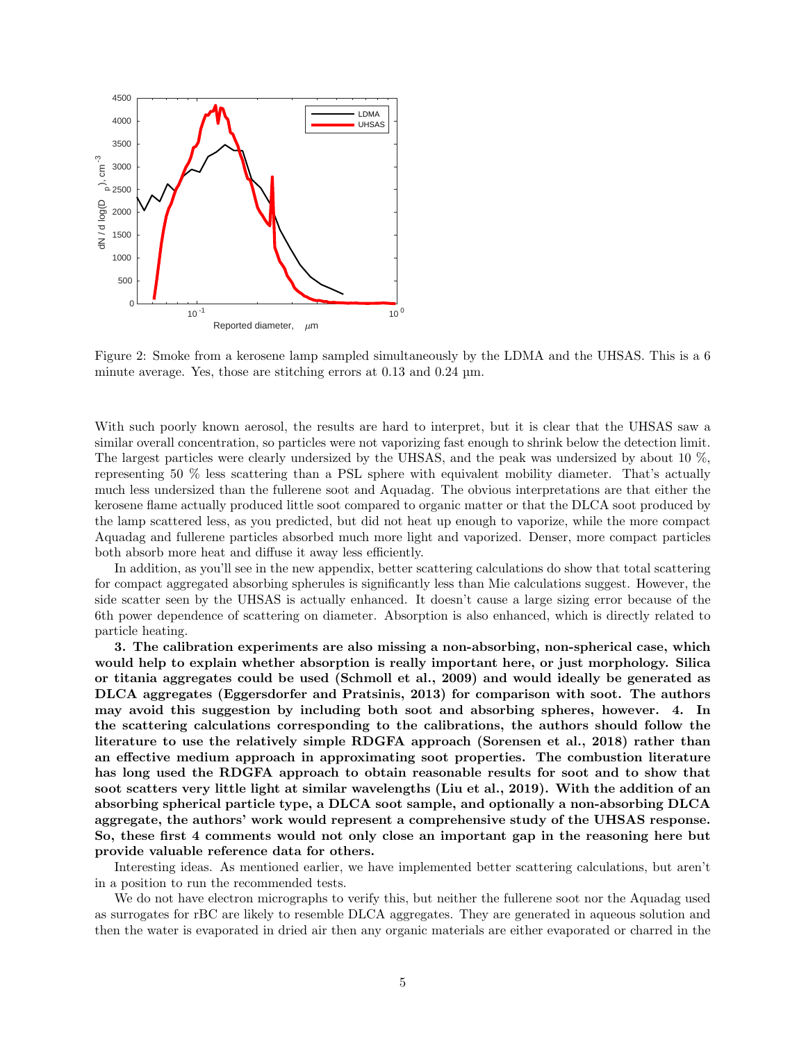4500
4000
3500
3000
2500
2000
1500
1000
500
0

dN / d log(D p), cm -3

LDMA
UHSAS

$10^{-1}$
$10^{0}$

Reported diameter, μm

Figure 2: Smoke from a kerosene lamp sampled simultaneously by the LDMA and the UHSAS. This is a 6 minute average. Yes, those are stitching errors at 0.13 and 0.24 μm.

With such poorly known aerosol, the results are hard to interpret, but it is clear that the UHSAS saw a similar overall concentration, so particles were not vaporizing fast enough to shrink below the detection limit. The largest particles were clearly undersized by the UHSAS, and the peak was undersized by about 10 %, representing 50 % less scattering than a PSL sphere with equivalent mobility diameter. That's actually much less undersized than the fullerene soot and Aquadag. The obvious interpretations are that either the kerosene flame actually produced little soot compared to organic matter or that the DLCA soot produced by the lamp scattered less, as you predicted, but did not heat up enough to vaporize, while the more compact Aquadag and fullerene particles absorbed much more light and vaporized. Denser, more compact particles both absorb more heat and diffuse it away less efficiently.

In addition, as you'll see in the new appendix, better scattering calculations do show that total scattering for compact aggregated absorbing spherules is significantly less than Mie calculations suggest. However, the side scatter seen by the UHSAS is actually enhanced. It doesn't cause a large sizing error because of the 6th power dependence of scattering on diameter. Absorption is also enhanced, which is directly related to particle heating.

**3. The calibration experiments are also missing a non-absorbing, non-spherical case, which would help to explain whether absorption is really important here, or just morphology. Silica or titania aggregates could be used (Schmoll et al., 2009) and would ideally be generated as DLCA aggregates (Eggersdorfer and Pratsinis, 2013) for comparison with soot. The authors may avoid this suggestion by including both soot and absorbing spheres, however. 4. In the scattering calculations corresponding to the calibrations, the authors should follow the literature to use the relatively simple RDGFA approach (Sorensen et al., 2018) rather than an effective medium approach in approximating soot properties. The combustion literature has long used the RDGFA approach to obtain reasonable results for soot and to show that soot scatters very little light at similar wavelengths (Liu et al., 2019). With the addition of an absorbing spherical particle type, a DLCA soot sample, and optionally a non-absorbing DLCA aggregate, the authors' work would represent a comprehensive study of the UHSAS response. So, these first 4 comments would not only close an important gap in the reasoning here but provide valuable reference data for others.**

Interesting ideas. As mentioned earlier, we have implemented better scattering calculations, but aren't in a position to run the recommended tests.

We do not have electron micrographs to verify this, but neither the fullerene soot nor the Aquadag used as surrogates for rBC are likely to resemble DLCA aggregates. They are generated in aqueous solution and then the water is evaporated in dried air then any organic materials are either evaporated or charred in the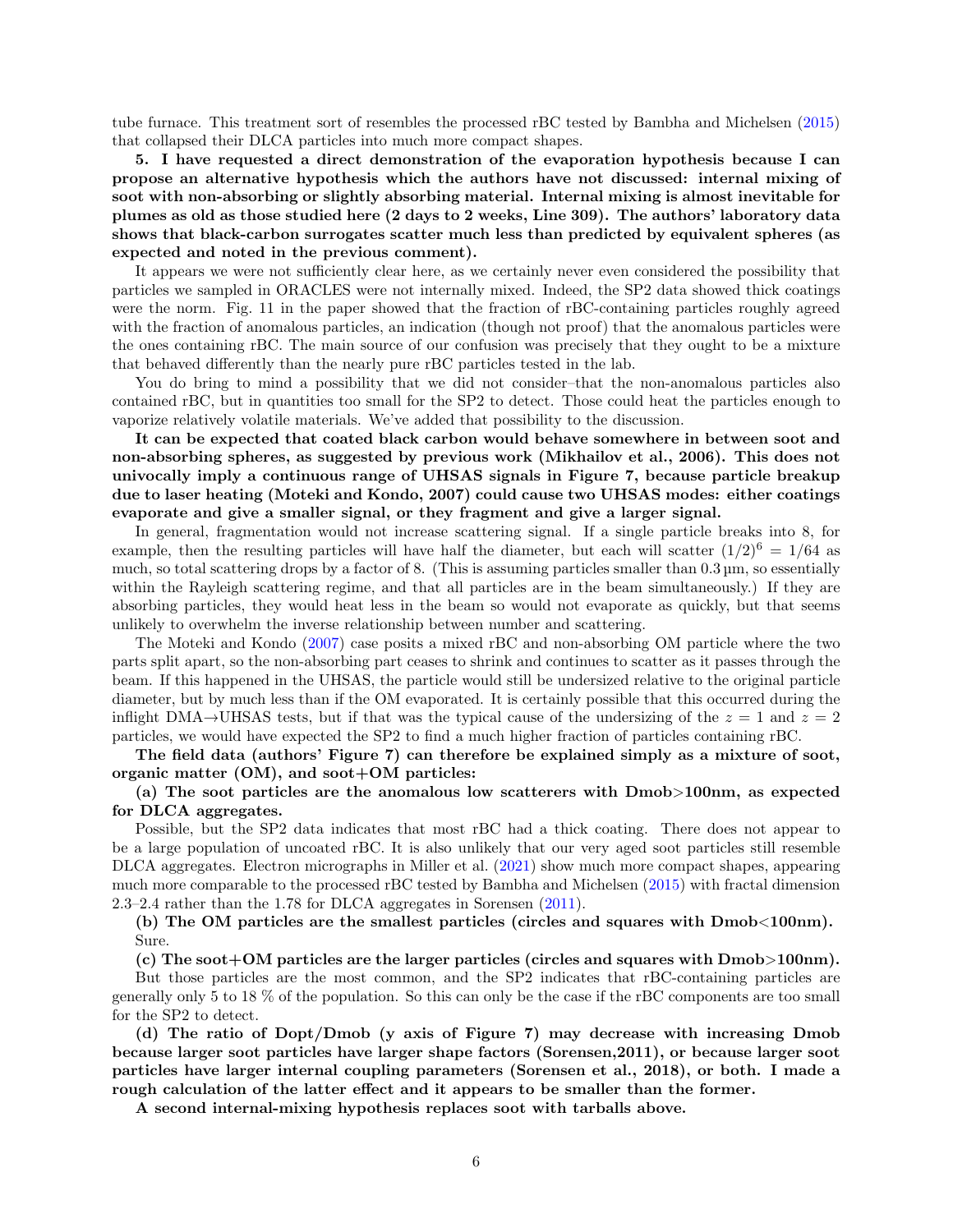tube furnace. This treatment sort of resembles the processed rBC tested by Bambha and Michelsen (2015) that collapsed their DLCA particles into much more compact shapes.

**5. I have requested a direct demonstration of the evaporation hypothesis because I can propose an alternative hypothesis which the authors have not discussed: internal mixing of soot with non-absorbing or slightly absorbing material. Internal mixing is almost inevitable for plumes as old as those studied here (2 days to 2 weeks, Line 309). The authors' laboratory data shows that black-carbon surrogates scatter much less than predicted by equivalent spheres (as expected and noted in the previous comment).**

It appears we were not sufficiently clear here, as we certainly never even considered the possibility that particles we sampled in ORACLES were not internally mixed. Indeed, the SP2 data showed thick coatings were the norm. Fig. 11 in the paper showed that the fraction of rBC-containing particles roughly agreed with the fraction of anomalous particles, an indication (though not proof) that the anomalous particles were the ones containing rBC. The main source of our confusion was precisely that they ought to be a mixture that behaved differently than the nearly pure rBC particles tested in the lab.

You do bring to mind a possibility that we did not consider–that the non-anomalous particles also contained rBC, but in quantities too small for the SP2 to detect. Those could heat the particles enough to vaporize relatively volatile materials. We've added that possibility to the discussion.

**It can be expected that coated black carbon would behave somewhere in between soot and non-absorbing spheres, as suggested by previous work (Mikhailov et al., 2006). This does not univocally imply a continuous range of UHSAS signals in Figure 7, because particle breakup due to laser heating (Moteki and Kondo, 2007) could cause two UHSAS modes: either coatings evaporate and give a smaller signal, or they fragment and give a larger signal.**

In general, fragmentation would not increase scattering signal. If a single particle breaks into 8, for example, then the resulting particles will have half the diameter, but each will scatter $(1/2)^6 = 1/64$ as much, so total scattering drops by a factor of 8. (This is assuming particles smaller than 0.3 µm, so essentially within the Rayleigh scattering regime, and that all particles are in the beam simultaneously.) If they are absorbing particles, they would heat less in the beam so would not evaporate as quickly, but that seems unlikely to overwhelm the inverse relationship between number and scattering.

The Moteki and Kondo (2007) case posits a mixed rBC and non-absorbing OM particle where the two parts split apart, so the non-absorbing part ceases to shrink and continues to scatter as it passes through the beam. If this happened in the UHSAS, the particle would still be undersized relative to the original particle diameter, but by much less than if the OM evaporated. It is certainly possible that this occurred during the inflight DMA→UHSAS tests, but if that was the typical cause of the undersizing of the $z = 1$ and $z = 2$ particles, we would have expected the SP2 to find a much higher fraction of particles containing rBC.

**The field data (authors' Figure 7) can therefore be explained simply as a mixture of soot, organic matter (OM), and soot+OM particles:**

**(a) The soot particles are the anomalous low scatterers with Dmob>100nm, as expected for DLCA aggregates.**

Possible, but the SP2 data indicates that most rBC had a thick coating. There does not appear to be a large population of uncoated rBC. It is also unlikely that our very aged soot particles still resemble DLCA aggregates. Electron micrographs in Miller et al. (2021) show much more compact shapes, appearing much more comparable to the processed rBC tested by Bambha and Michelsen (2015) with fractal dimension 2.3–2.4 rather than the 1.78 for DLCA aggregates in Sorensen (2011).

**(b) The OM particles are the smallest particles (circles and squares with Dmob<100nm).**

Sure.

**(c) The soot+OM particles are the larger particles (circles and squares with Dmob>100nm).**

But those particles are the most common, and the SP2 indicates that rBC-containing particles are generally only 5 to 18 % of the population. So this can only be the case if the rBC components are too small for the SP2 to detect.

**(d) The ratio of Dopt/Dmob (y axis of Figure 7) may decrease with increasing Dmob because larger soot particles have larger shape factors (Sorensen,2011), or because larger soot particles have larger internal coupling parameters (Sorensen et al., 2018), or both. I made a rough calculation of the latter effect and it appears to be smaller than the former.**

**A second internal-mixing hypothesis replaces soot with tarballs above.**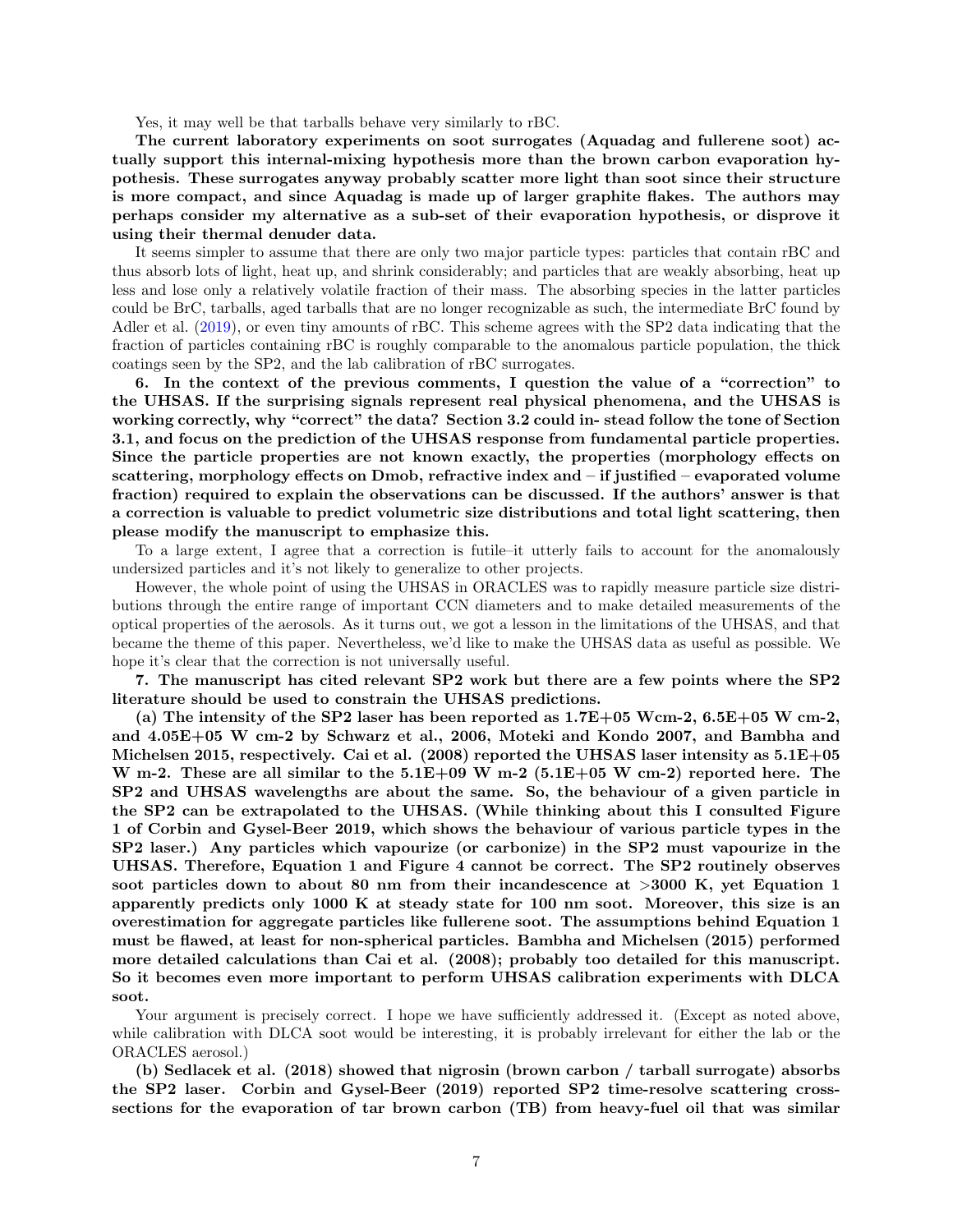Yes, it may well be that tarballs behave very similarly to rBC.

**The current laboratory experiments on soot surrogates (Aquadag and fullerene soot) actually support this internal-mixing hypothesis more than the brown carbon evaporation hypothesis. These surrogates anyway probably scatter more light than soot since their structure is more compact, and since Aquadag is made up of larger graphite flakes. The authors may perhaps consider my alternative as a sub-set of their evaporation hypothesis, or disprove it using their thermal denuder data.**

It seems simpler to assume that there are only two major particle types: particles that contain rBC and thus absorb lots of light, heat up, and shrink considerably; and particles that are weakly absorbing, heat up less and lose only a relatively volatile fraction of their mass. The absorbing species in the latter particles could be BrC, tarballs, aged tarballs that are no longer recognizable as such, the intermediate BrC found by Adler et al. (2019), or even tiny amounts of rBC. This scheme agrees with the SP2 data indicating that the fraction of particles containing rBC is roughly comparable to the anomalous particle population, the thick coatings seen by the SP2, and the lab calibration of rBC surrogates.

**6. In the context of the previous comments, I question the value of a "correction" to the UHSAS. If the surprising signals represent real physical phenomena, and the UHSAS is working correctly, why "correct" the data? Section 3.2 could in- stead follow the tone of Section 3.1, and focus on the prediction of the UHSAS response from fundamental particle properties. Since the particle properties are not known exactly, the properties (morphology effects on scattering, morphology effects on Dmob, refractive index and – if justified – evaporated volume fraction) required to explain the observations can be discussed. If the authors' answer is that a correction is valuable to predict volumetric size distributions and total light scattering, then please modify the manuscript to emphasize this.**

To a large extent, I agree that a correction is futile–it utterly fails to account for the anomalously undersized particles and it's not likely to generalize to other projects.

However, the whole point of using the UHSAS in ORACLES was to rapidly measure particle size distributions through the entire range of important CCN diameters and to make detailed measurements of the optical properties of the aerosols. As it turns out, we got a lesson in the limitations of the UHSAS, and that became the theme of this paper. Nevertheless, we'd like to make the UHSAS data as useful as possible. We hope it's clear that the correction is not universally useful.

**7. The manuscript has cited relevant SP2 work but there are a few points where the SP2 literature should be used to constrain the UHSAS predictions.**

**(a) The intensity of the SP2 laser has been reported as 1.7E+05 Wcm-2, 6.5E+05 W cm-2, and 4.05E+05 W cm-2 by Schwarz et al., 2006, Moteki and Kondo 2007, and Bambha and Michelsen 2015, respectively. Cai et al. (2008) reported the UHSAS laser intensity as 5.1E+05 W m-2. These are all similar to the 5.1E+09 W m-2 (5.1E+05 W cm-2) reported here. The SP2 and UHSAS wavelengths are about the same. So, the behaviour of a given particle in the SP2 can be extrapolated to the UHSAS. (While thinking about this I consulted Figure 1 of Corbin and Gysel-Beer 2019, which shows the behaviour of various particle types in the SP2 laser.) Any particles which vapourize (or carbonize) in the SP2 must vapourize in the UHSAS. Therefore, Equation 1 and Figure 4 cannot be correct. The SP2 routinely observes soot particles down to about 80 nm from their incandescence at >3000 K, yet Equation 1 apparently predicts only 1000 K at steady state for 100 nm soot. Moreover, this size is an overestimation for aggregate particles like fullerene soot. The assumptions behind Equation 1 must be flawed, at least for non-spherical particles. Bambha and Michelsen (2015) performed more detailed calculations than Cai et al. (2008); probably too detailed for this manuscript. So it becomes even more important to perform UHSAS calibration experiments with DLCA soot.**

Your argument is precisely correct. I hope we have sufficiently addressed it. (Except as noted above, while calibration with DLCA soot would be interesting, it is probably irrelevant for either the lab or the ORACLES aerosol.)

**(b) Sedlacek et al. (2018) showed that nigrosin (brown carbon / tarball surrogate) absorbs the SP2 laser. Corbin and Gysel-Beer (2019) reported SP2 time-resolve scattering cross-sections for the evaporation of tar brown carbon (TB) from heavy-fuel oil that was similar**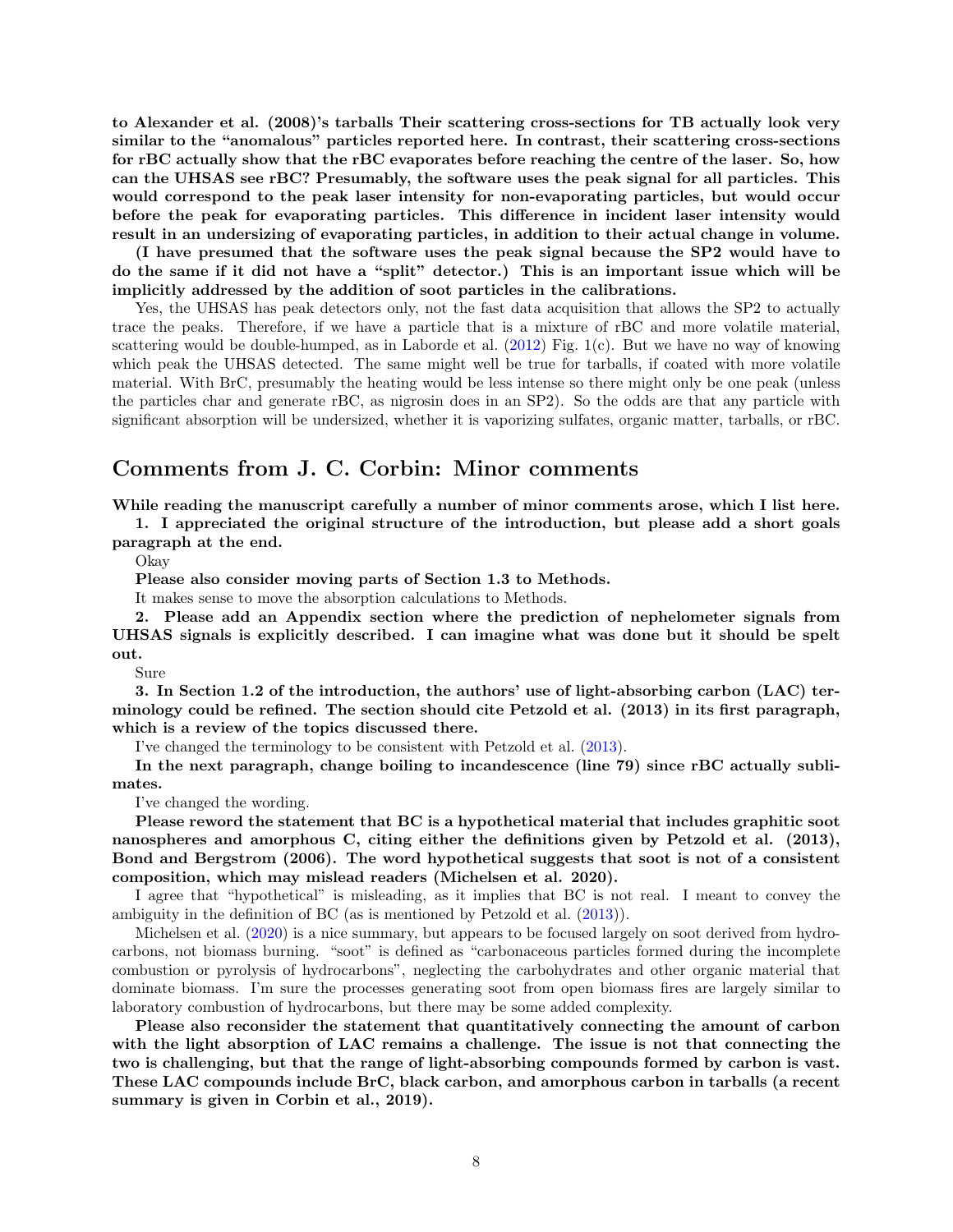**to Alexander et al. (2008)'s tarballs Their scattering cross-sections for TB actually look very similar to the "anomalous" particles reported here. In contrast, their scattering cross-sections for rBC actually show that the rBC evaporates before reaching the centre of the laser. So, how can the UHSAS see rBC? Presumably, the software uses the peak signal for all particles. This would correspond to the peak laser intensity for non-evaporating particles, but would occur before the peak for evaporating particles. This difference in incident laser intensity would result in an undersizing of evaporating particles, in addition to their actual change in volume.**

**(I have presumed that the software uses the peak signal because the SP2 would have to do the same if it did not have a "split" detector.) This is an important issue which will be implicitly addressed by the addition of soot particles in the calibrations.**

Yes, the UHSAS has peak detectors only, not the fast data acquisition that allows the SP2 to actually trace the peaks. Therefore, if we have a particle that is a mixture of rBC and more volatile material, scattering would be double-humped, as in Laborde et al. (2012) Fig. 1(c). But we have no way of knowing which peak the UHSAS detected. The same might well be true for tarballs, if coated with more volatile material. With BrC, presumably the heating would be less intense so there might only be one peak (unless the particles char and generate rBC, as nigrosin does in an SP2). So the odds are that any particle with significant absorption will be undersized, whether it is vaporizing sulfates, organic matter, tarballs, or rBC.

## Comments from J. C. Corbin: Minor comments

**While reading the manuscript carefully a number of minor comments arose, which I list here.**

**1. I appreciated the original structure of the introduction, but please add a short goals paragraph at the end.**

Okay

**Please also consider moving parts of Section 1.3 to Methods.**

It makes sense to move the absorption calculations to Methods.

**2. Please add an Appendix section where the prediction of nephelometer signals from UHSAS signals is explicitly described. I can imagine what was done but it should be spelt out.**

Sure

**3. In Section 1.2 of the introduction, the authors' use of light-absorbing carbon (LAC) terminology could be refined. The section should cite Petzold et al. (2013) in its first paragraph, which is a review of the topics discussed there.**

I've changed the terminology to be consistent with Petzold et al. (2013).

**In the next paragraph, change boiling to incandescence (line 79) since rBC actually sublimates.**

I've changed the wording.

**Please reword the statement that BC is a hypothetical material that includes graphitic soot nanospheres and amorphous C, citing either the definitions given by Petzold et al. (2013), Bond and Bergstrom (2006). The word hypothetical suggests that soot is not of a consistent composition, which may mislead readers (Michelsen et al. 2020).**

I agree that "hypothetical" is misleading, as it implies that BC is not real. I meant to convey the ambiguity in the definition of BC (as is mentioned by Petzold et al. (2013)).

Michelsen et al. (2020) is a nice summary, but appears to be focused largely on soot derived from hydrocarbons, not biomass burning. "soot" is defined as "carbonaceous particles formed during the incomplete combustion or pyrolysis of hydrocarbons", neglecting the carbohydrates and other organic material that dominate biomass. I'm sure the processes generating soot from open biomass fires are largely similar to laboratory combustion of hydrocarbons, but there may be some added complexity.

**Please also reconsider the statement that quantitatively connecting the amount of carbon with the light absorption of LAC remains a challenge. The issue is not that connecting the two is challenging, but that the range of light-absorbing compounds formed by carbon is vast. These LAC compounds include BrC, black carbon, and amorphous carbon in tarballs (a recent summary is given in Corbin et al., 2019).**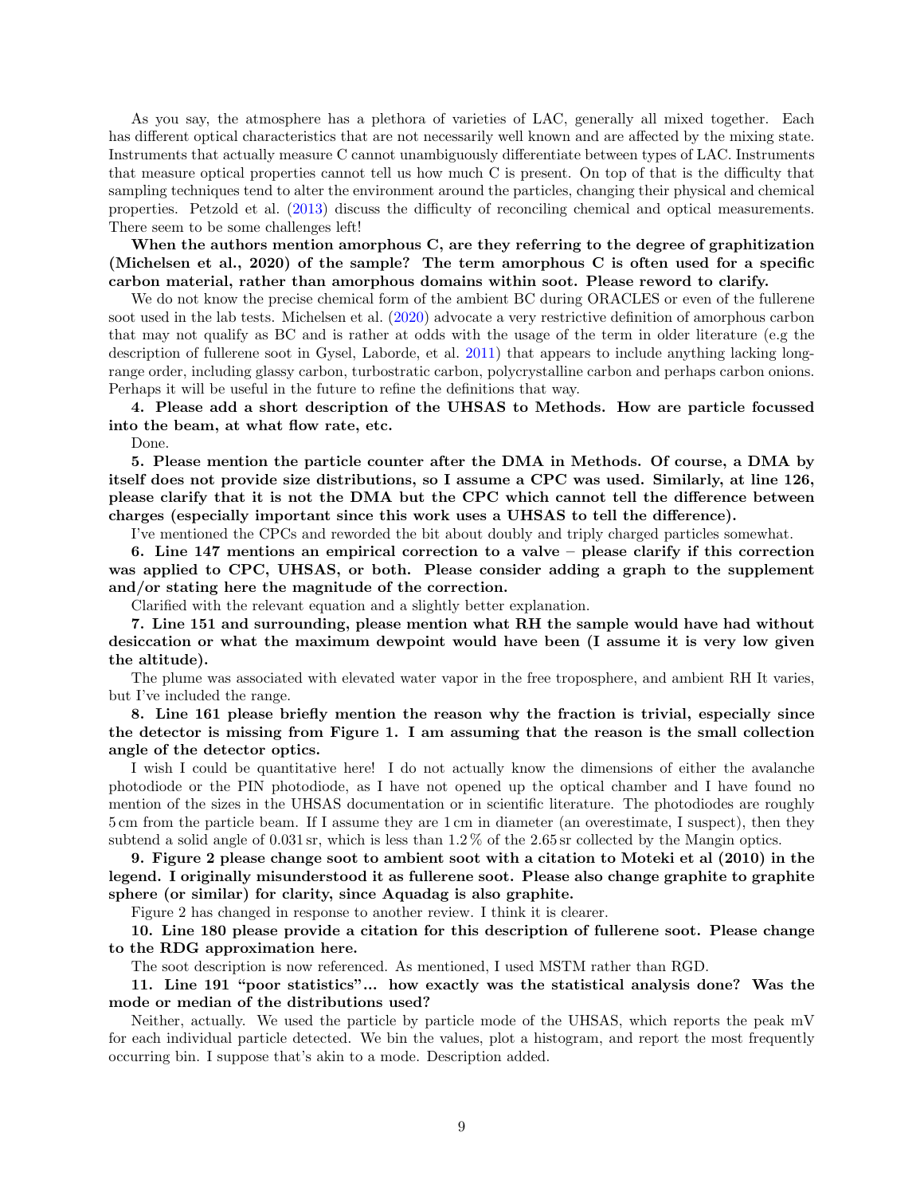As you say, the atmosphere has a plethora of varieties of LAC, generally all mixed together. Each has different optical characteristics that are not necessarily well known and are affected by the mixing state. Instruments that actually measure C cannot unambiguously differentiate between types of LAC. Instruments that measure optical properties cannot tell us how much C is present. On top of that is the difficulty that sampling techniques tend to alter the environment around the particles, changing their physical and chemical properties. Petzold et al. (2013) discuss the difficulty of reconciling chemical and optical measurements. There seem to be some challenges left!

**When the authors mention amorphous C, are they referring to the degree of graphitization (Michelsen et al., 2020) of the sample? The term amorphous C is often used for a specific carbon material, rather than amorphous domains within soot. Please reword to clarify.**

We do not know the precise chemical form of the ambient BC during ORACLES or even of the fullerene soot used in the lab tests. Michelsen et al. (2020) advocate a very restrictive definition of amorphous carbon that may not qualify as BC and is rather at odds with the usage of the term in older literature (e.g the description of fullerene soot in Gysel, Laborde, et al. 2011) that appears to include anything lacking long-range order, including glassy carbon, turbostratic carbon, polycrystalline carbon and perhaps carbon onions. Perhaps it will be useful in the future to refine the definitions that way.

**4. Please add a short description of the UHSAS to Methods. How are particle focussed into the beam, at what flow rate, etc.**

Done.

**5. Please mention the particle counter after the DMA in Methods. Of course, a DMA by itself does not provide size distributions, so I assume a CPC was used. Similarly, at line 126, please clarify that it is not the DMA but the CPC which cannot tell the difference between charges (especially important since this work uses a UHSAS to tell the difference).**

I've mentioned the CPCs and reworded the bit about doubly and triply charged particles somewhat.

**6. Line 147 mentions an empirical correction to a valve – please clarify if this correction was applied to CPC, UHSAS, or both. Please consider adding a graph to the supplement and/or stating here the magnitude of the correction.**

Clarified with the relevant equation and a slightly better explanation.

**7. Line 151 and surrounding, please mention what RH the sample would have had without desiccation or what the maximum dewpoint would have been (I assume it is very low given the altitude).**

The plume was associated with elevated water vapor in the free troposphere, and ambient RH It varies, but I've included the range.

**8. Line 161 please briefly mention the reason why the fraction is trivial, especially since the detector is missing from Figure 1. I am assuming that the reason is the small collection angle of the detector optics.**

I wish I could be quantitative here! I do not actually know the dimensions of either the avalanche photodiode or the PIN photodiode, as I have not opened up the optical chamber and I have found no mention of the sizes in the UHSAS documentation or in scientific literature. The photodiodes are roughly 5 cm from the particle beam. If I assume they are 1 cm in diameter (an overestimate, I suspect), then they subtend a solid angle of 0.031 sr, which is less than 1.2 % of the 2.65 sr collected by the Mangin optics.

**9. Figure 2 please change soot to ambient soot with a citation to Moteki et al (2010) in the legend. I originally misunderstood it as fullerene soot. Please also change graphite to graphite sphere (or similar) for clarity, since Aquadag is also graphite.**

Figure 2 has changed in response to another review. I think it is clearer.

**10. Line 180 please provide a citation for this description of fullerene soot. Please change to the RDG approximation here.**

The soot description is now referenced. As mentioned, I used MSTM rather than RGD.

**11. Line 191 "poor statistics"... how exactly was the statistical analysis done? Was the mode or median of the distributions used?**

Neither, actually. We used the particle by particle mode of the UHSAS, which reports the peak mV for each individual particle detected. We bin the values, plot a histogram, and report the most frequently occurring bin. I suppose that's akin to a mode. Description added.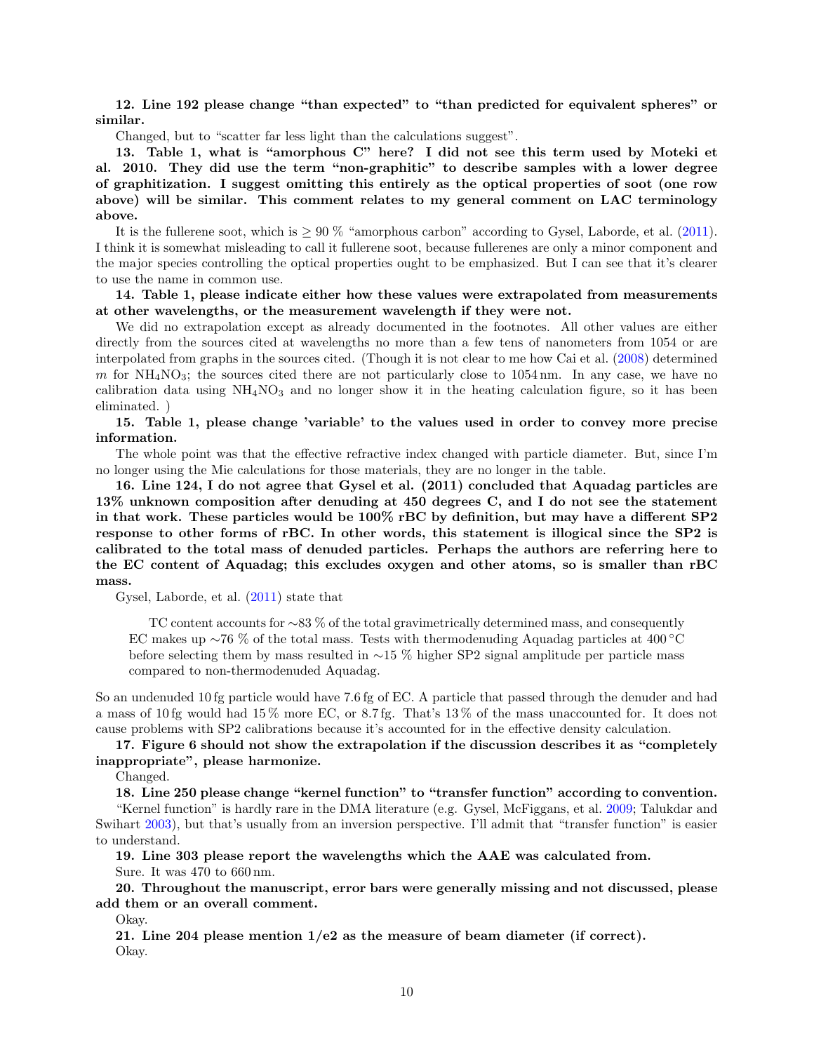**12. Line 192 please change "than expected" to "than predicted for equivalent spheres" or similar.**

Changed, but to "scatter far less light than the calculations suggest".

**13. Table 1, what is "amorphous C" here? I did not see this term used by Moteki et al. 2010. They did use the term "non-graphitic" to describe samples with a lower degree of graphitization. I suggest omitting this entirely as the optical properties of soot (one row above) will be similar. This comment relates to my general comment on LAC terminology above.**

It is the fullerene soot, which is ≥ 90 % "amorphous carbon" according to Gysel, Laborde, et al. (2011). I think it is somewhat misleading to call it fullerene soot, because fullerenes are only a minor component and the major species controlling the optical properties ought to be emphasized. But I can see that it's clearer to use the name in common use.

**14. Table 1, please indicate either how these values were extrapolated from measurements at other wavelengths, or the measurement wavelength if they were not.**

We did no extrapolation except as already documented in the footnotes. All other values are either directly from the sources cited at wavelengths no more than a few tens of nanometers from 1054 or are interpolated from graphs in the sources cited. (Though it is not clear to me how Cai et al. (2008) determined $m$ for $NH_4NO_3$; the sources cited there are not particularly close to 1054 nm. In any case, we have no calibration data using $NH_4NO_3$ and no longer show it in the heating calculation figure, so it has been eliminated. )

**15. Table 1, please change 'variable' to the values used in order to convey more precise information.**

The whole point was that the effective refractive index changed with particle diameter. But, since I'm no longer using the Mie calculations for those materials, they are no longer in the table.

**16. Line 124, I do not agree that Gysel et al. (2011) concluded that Aquadag particles are 13% unknown composition after denuding at 450 degrees C, and I do not see the statement in that work. These particles would be 100% rBC by definition, but may have a different SP2 response to other forms of rBC. In other words, this statement is illogical since the SP2 is calibrated to the total mass of denuded particles. Perhaps the authors are referring here to the EC content of Aquadag; this excludes oxygen and other atoms, so is smaller than rBC mass.**

Gysel, Laborde, et al. (2011) state that

> TC content accounts for ∼83 % of the total gravimetrically determined mass, and consequently EC makes up ∼76 % of the total mass. Tests with thermodenuding Aquadag particles at 400 °C before selecting them by mass resulted in ∼15 % higher SP2 signal amplitude per particle mass compared to non-thermodenuded Aquadag.

So an undenuded 10 fg particle would have 7.6 fg of EC. A particle that passed through the denuder and had a mass of 10 fg would had 15 % more EC, or 8.7 fg. That's 13 % of the mass unaccounted for. It does not cause problems with SP2 calibrations because it's accounted for in the effective density calculation.

**17. Figure 6 should not show the extrapolation if the discussion describes it as "completely inappropriate", please harmonize.**

Changed.

**18. Line 250 please change "kernel function" to "transfer function" according to convention.**

"Kernel function" is hardly rare in the DMA literature (e.g. Gysel, McFiggans, et al. 2009; Talukdar and Swihart 2003), but that's usually from an inversion perspective. I'll admit that "transfer function" is easier to understand.

**19. Line 303 please report the wavelengths which the AAE was calculated from.**

Sure. It was 470 to 660 nm.

**20. Throughout the manuscript, error bars were generally missing and not discussed, please add them or an overall comment.**

Okay.

**21. Line 204 please mention 1/e2 as the measure of beam diameter (if correct).**

Okay.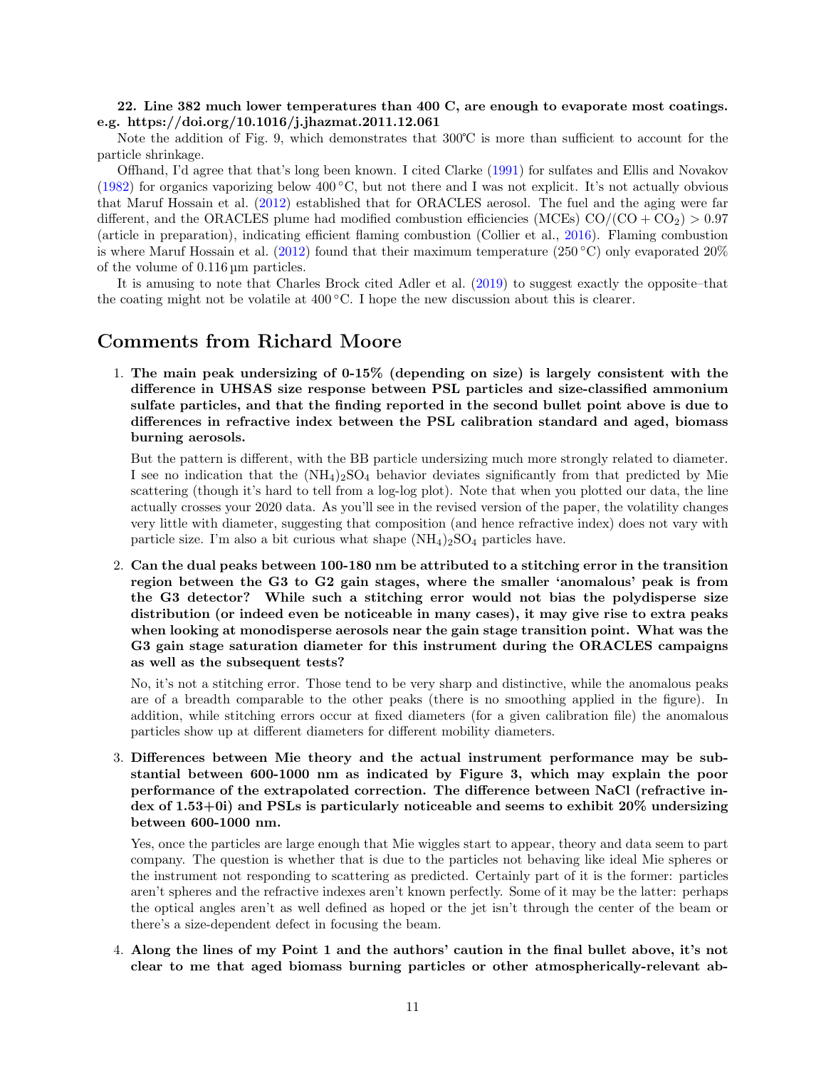**22. Line 382 much lower temperatures than 400 C, are enough to evaporate most coatings. e.g. https://doi.org/10.1016/j.jhazmat.2011.12.061**

Note the addition of Fig. 9, which demonstrates that 300℃ is more than sufficient to account for the particle shrinkage.

Offhand, I'd agree that that's long been known. I cited Clarke (1991) for sulfates and Ellis and Novakov (1982) for organics vaporizing below 400 °C, but not there and I was not explicit. It's not actually obvious that Maruf Hossain et al. (2012) established that for ORACLES aerosol. The fuel and the aging were far different, and the ORACLES plume had modified combustion efficiencies (MCEs) $CO/(CO + CO_2) > 0.97$ (article in preparation), indicating efficient flaming combustion (Collier et al., 2016). Flaming combustion is where Maruf Hossain et al. (2012) found that their maximum temperature (250 °C) only evaporated 20% of the volume of 0.116 µm particles.

It is amusing to note that Charles Brock cited Adler et al. (2019) to suggest exactly the opposite–that the coating might not be volatile at 400 °C. I hope the new discussion about this is clearer.

## Comments from Richard Moore

1. **The main peak undersizing of 0-15% (depending on size) is largely consistent with the difference in UHSAS size response between PSL particles and size-classified ammonium sulfate particles, and that the finding reported in the second bullet point above is due to differences in refractive index between the PSL calibration standard and aged, biomass burning aerosols.**

   But the pattern is different, with the BB particle undersizing much more strongly related to diameter. I see no indication that the $(NH_4)_2SO_4$ behavior deviates significantly from that predicted by Mie scattering (though it's hard to tell from a log-log plot). Note that when you plotted our data, the line actually crosses your 2020 data. As you'll see in the revised version of the paper, the volatility changes very little with diameter, suggesting that composition (and hence refractive index) does not vary with particle size. I'm also a bit curious what shape $(NH_4)_2SO_4$ particles have.

2. **Can the dual peaks between 100-180 nm be attributed to a stitching error in the transition region between the G3 to G2 gain stages, where the smaller 'anomalous' peak is from the G3 detector? While such a stitching error would not bias the polydisperse size distribution (or indeed even be noticeable in many cases), it may give rise to extra peaks when looking at monodisperse aerosols near the gain stage transition point. What was the G3 gain stage saturation diameter for this instrument during the ORACLES campaigns as well as the subsequent tests?**

   No, it's not a stitching error. Those tend to be very sharp and distinctive, while the anomalous peaks are of a breadth comparable to the other peaks (there is no smoothing applied in the figure). In addition, while stitching errors occur at fixed diameters (for a given calibration file) the anomalous particles show up at different diameters for different mobility diameters.

3. **Differences between Mie theory and the actual instrument performance may be substantial between 600-1000 nm as indicated by Figure 3, which may explain the poor performance of the extrapolated correction. The difference between NaCl (refractive index of 1.53+0i) and PSLs is particularly noticeable and seems to exhibit 20% undersizing between 600-1000 nm.**

   Yes, once the particles are large enough that Mie wiggles start to appear, theory and data seem to part company. The question is whether that is due to the particles not behaving like ideal Mie spheres or the instrument not responding to scattering as predicted. Certainly part of it is the former: particles aren't spheres and the refractive indexes aren't known perfectly. Some of it may be the latter: perhaps the optical angles aren't as well defined as hoped or the jet isn't through the center of the beam or there's a size-dependent defect in focusing the beam.

4. **Along the lines of my Point 1 and the authors' caution in the final bullet above, it's not clear to me that aged biomass burning particles or other atmospherically-relevant ab-**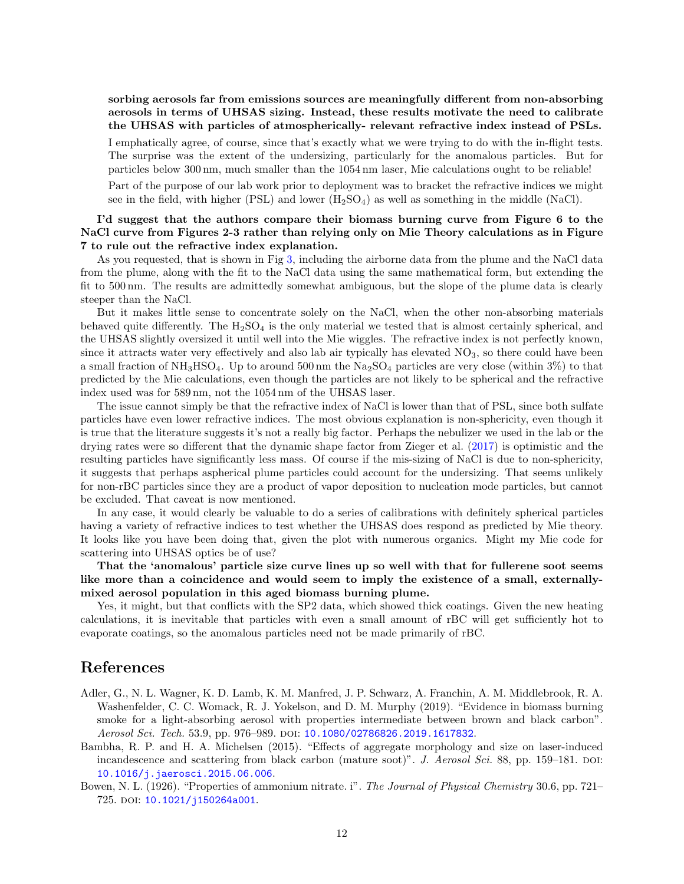**sorbing aerosols far from emissions sources are meaningfully different from non-absorbing aerosols in terms of UHSAS sizing. Instead, these results motivate the need to calibrate the UHSAS with particles of atmospherically- relevant refractive index instead of PSLs.**

I emphatically agree, of course, since that's exactly what we were trying to do with the in-flight tests. The surprise was the extent of the undersizing, particularly for the anomalous particles. But for particles below 300 nm, much smaller than the 1054 nm laser, Mie calculations ought to be reliable!

Part of the purpose of our lab work prior to deployment was to bracket the refractive indices we might see in the field, with higher (PSL) and lower ($H_2SO_4$) as well as something in the middle (NaCl).

**I'd suggest that the authors compare their biomass burning curve from Figure 6 to the NaCl curve from Figures 2-3 rather than relying only on Mie Theory calculations as in Figure 7 to rule out the refractive index explanation.**

As you requested, that is shown in Fig 3, including the airborne data from the plume and the NaCl data from the plume, along with the fit to the NaCl data using the same mathematical form, but extending the fit to 500 nm. The results are admittedly somewhat ambiguous, but the slope of the plume data is clearly steeper than the NaCl.

But it makes little sense to concentrate solely on the NaCl, when the other non-absorbing materials behaved quite differently. The $H_2SO_4$ is the only material we tested that is almost certainly spherical, and the UHSAS slightly oversized it until well into the Mie wiggles. The refractive index is not perfectly known, since it attracts water very effectively and also lab air typically has elevated $NO_3$, so there could have been a small fraction of $NH_3HSO_4$. Up to around 500 nm the $Na_2SO_4$ particles are very close (within 3%) to that predicted by the Mie calculations, even though the particles are not likely to be spherical and the refractive index used was for 589 nm, not the 1054 nm of the UHSAS laser.

The issue cannot simply be that the refractive index of NaCl is lower than that of PSL, since both sulfate particles have even lower refractive indices. The most obvious explanation is non-sphericity, even though it is true that the literature suggests it's not a really big factor. Perhaps the nebulizer we used in the lab or the drying rates were so different that the dynamic shape factor from Zieger et al. (2017) is optimistic and the resulting particles have significantly less mass. Of course if the mis-sizing of NaCl is due to non-sphericity, it suggests that perhaps aspherical plume particles could account for the undersizing. That seems unlikely for non-rBC particles since they are a product of vapor deposition to nucleation mode particles, but cannot be excluded. That caveat is now mentioned.

In any case, it would clearly be valuable to do a series of calibrations with definitely spherical particles having a variety of refractive indices to test whether the UHSAS does respond as predicted by Mie theory. It looks like you have been doing that, given the plot with numerous organics. Might my Mie code for scattering into UHSAS optics be of use?

**That the 'anomalous' particle size curve lines up so well with that for fullerene soot seems like more than a coincidence and would seem to imply the existence of a small, externally-mixed aerosol population in this aged biomass burning plume.**

Yes, it might, but that conflicts with the SP2 data, which showed thick coatings. Given the new heating calculations, it is inevitable that particles with even a small amount of rBC will get sufficiently hot to evaporate coatings, so the anomalous particles need not be made primarily of rBC.

# References

Adler, G., N. L. Wagner, K. D. Lamb, K. M. Manfred, J. P. Schwarz, A. Franchin, A. M. Middlebrook, R. A. Washenfelder, C. C. Womack, R. J. Yokelson, and D. M. Murphy (2019). "Evidence in biomass burning smoke for a light-absorbing aerosol with properties intermediate between brown and black carbon". *Aerosol Sci. Tech.* 53.9, pp. 976–989. DOI: 10.1080/02786826.2019.1617832.

Bambha, R. P. and H. A. Michelsen (2015). "Effects of aggregate morphology and size on laser-induced incandescence and scattering from black carbon (mature soot)". *J. Aerosol Sci.* 88, pp. 159–181. DOI: 10.1016/j.jaerosci.2015.06.006.

Bowen, N. L. (1926). "Properties of ammonium nitrate. i". *The Journal of Physical Chemistry* 30.6, pp. 721–725. DOI: 10.1021/j150264a001.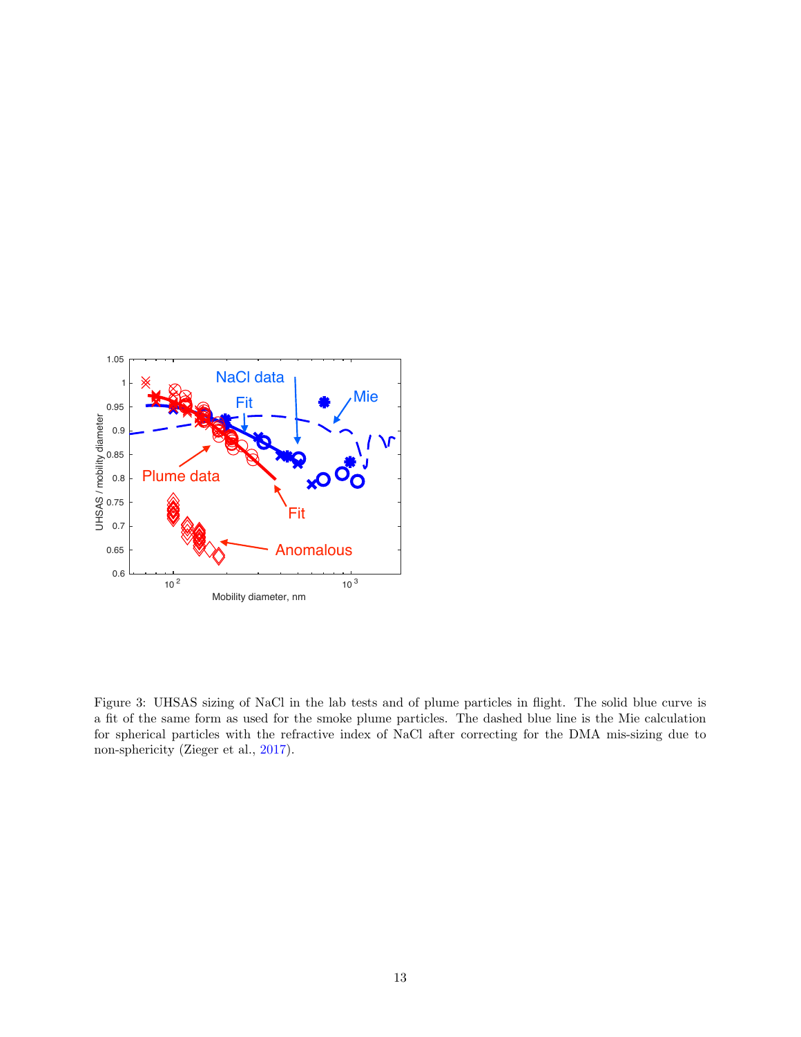1.05
1
0.95
0.9
0.85
0.8
0.75
0.7
0.65
0.6

UHSAS / mobility diameter

10 2
10 3

Mobility diameter, nm

NaCl data
Fit
Mie
Plume data
Fit
Anomalous

Figure 3: UHSAS sizing of NaCl in the lab tests and of plume particles in flight. The solid blue curve is a fit of the same form as used for the smoke plume particles. The dashed blue line is the Mie calculation for spherical particles with the refractive index of NaCl after correcting for the DMA mis-sizing due to non-sphericity (Zieger et al., 2017).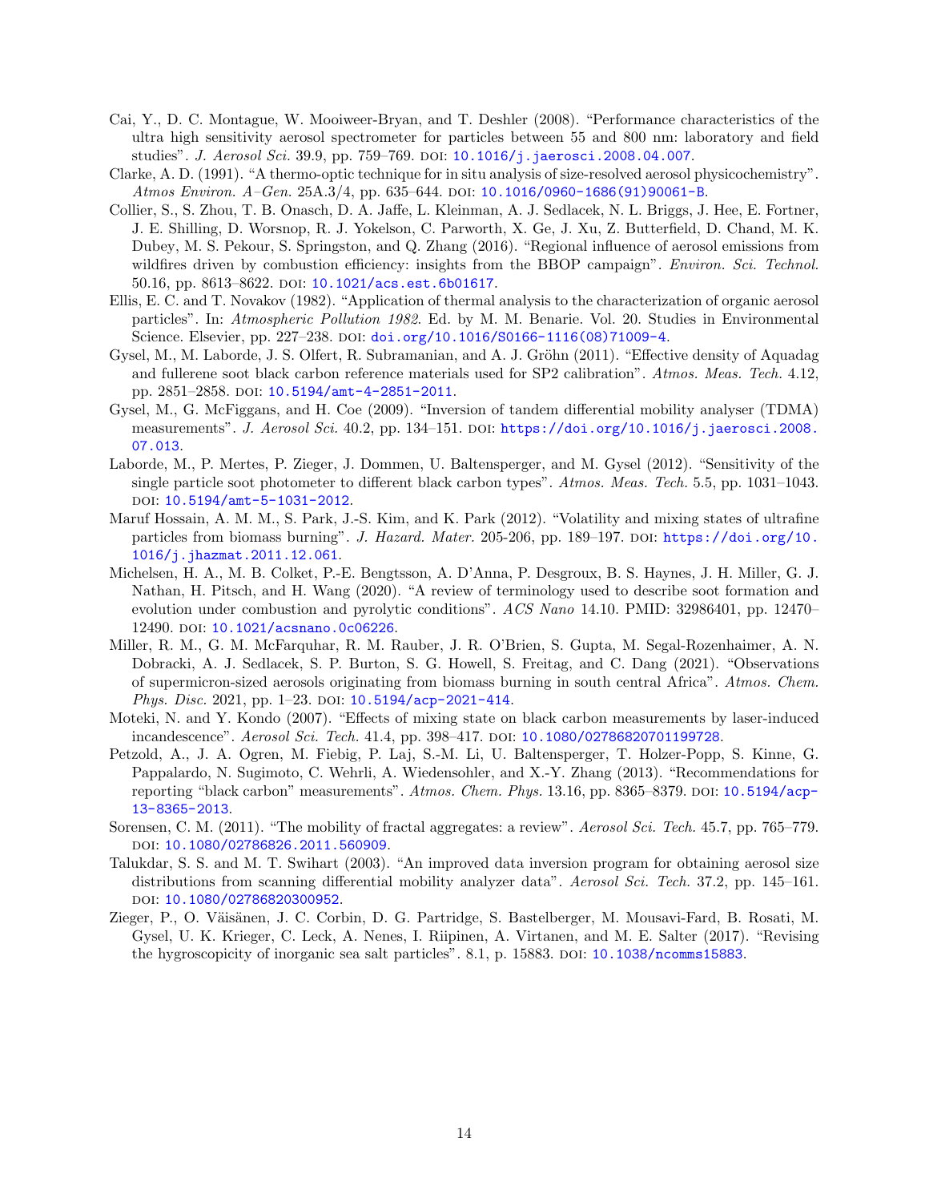Cai, Y., D. C. Montague, W. Mooiweer-Bryan, and T. Deshler (2008). "Performance characteristics of the ultra high sensitivity aerosol spectrometer for particles between 55 and 800 nm: laboratory and field studies". *J. Aerosol Sci.* 39.9, pp. 759–769. DOI: 10.1016/j.jaerosci.2008.04.007.

Clarke, A. D. (1991). "A thermo-optic technique for in situ analysis of size-resolved aerosol physicochemistry". *Atmos Environ. A–Gen.* 25A.3/4, pp. 635–644. DOI: 10.1016/0960-1686(91)90061-B.

Collier, S., S. Zhou, T. B. Onasch, D. A. Jaffe, L. Kleinman, A. J. Sedlacek, N. L. Briggs, J. Hee, E. Fortner, J. E. Shilling, D. Worsnop, R. J. Yokelson, C. Parworth, X. Ge, J. Xu, Z. Butterfield, D. Chand, M. K. Dubey, M. S. Pekour, S. Springston, and Q. Zhang (2016). "Regional influence of aerosol emissions from wildfires driven by combustion efficiency: insights from the BBOP campaign". *Environ. Sci. Technol.* 50.16, pp. 8613–8622. DOI: 10.1021/acs.est.6b01617.

Ellis, E. C. and T. Novakov (1982). "Application of thermal analysis to the characterization of organic aerosol particles". In: *Atmospheric Pollution 1982*. Ed. by M. M. Benarie. Vol. 20. Studies in Environmental Science. Elsevier, pp. 227–238. DOI: doi.org/10.1016/S0166-1116(08)71009-4.

Gysel, M., M. Laborde, J. S. Olfert, R. Subramanian, and A. J. Gröhn (2011). "Effective density of Aquadag and fullerene soot black carbon reference materials used for SP2 calibration". *Atmos. Meas. Tech.* 4.12, pp. 2851–2858. DOI: 10.5194/amt-4-2851-2011.

Gysel, M., G. McFiggans, and H. Coe (2009). "Inversion of tandem differential mobility analyser (TDMA) measurements". *J. Aerosol Sci.* 40.2, pp. 134–151. DOI: https://doi.org/10.1016/j.jaerosci.2008.07.013.

Laborde, M., P. Mertes, P. Zieger, J. Dommen, U. Baltensperger, and M. Gysel (2012). "Sensitivity of the single particle soot photometer to different black carbon types". *Atmos. Meas. Tech.* 5.5, pp. 1031–1043. DOI: 10.5194/amt-5-1031-2012.

Maruf Hossain, A. M. M., S. Park, J.-S. Kim, and K. Park (2012). "Volatility and mixing states of ultrafine particles from biomass burning". *J. Hazard. Mater.* 205-206, pp. 189–197. DOI: https://doi.org/10.1016/j.jhazmat.2011.12.061.

Michelsen, H. A., M. B. Colket, P.-E. Bengtsson, A. D'Anna, P. Desgroux, B. S. Haynes, J. H. Miller, G. J. Nathan, H. Pitsch, and H. Wang (2020). "A review of terminology used to describe soot formation and evolution under combustion and pyrolytic conditions". *ACS Nano* 14.10. PMID: 32986401, pp. 12470–12490. DOI: 10.1021/acsnano.0c06226.

Miller, R. M., G. M. McFarquhar, R. M. Rauber, J. R. O'Brien, S. Gupta, M. Segal-Rozenhaimer, A. N. Dobracki, A. J. Sedlacek, S. P. Burton, S. G. Howell, S. Freitag, and C. Dang (2021). "Observations of supermicron-sized aerosols originating from biomass burning in south central Africa". *Atmos. Chem. Phys. Disc.* 2021, pp. 1–23. DOI: 10.5194/acp-2021-414.

Moteki, N. and Y. Kondo (2007). "Effects of mixing state on black carbon measurements by laser-induced incandescence". *Aerosol Sci. Tech.* 41.4, pp. 398–417. DOI: 10.1080/02786820701199728.

Petzold, A., J. A. Ogren, M. Fiebig, P. Laj, S.-M. Li, U. Baltensperger, T. Holzer-Popp, S. Kinne, G. Pappalardo, N. Sugimoto, C. Wehrli, A. Wiedensohler, and X.-Y. Zhang (2013). "Recommendations for reporting "black carbon" measurements". *Atmos. Chem. Phys.* 13.16, pp. 8365–8379. DOI: 10.5194/acp-13-8365-2013.

Sorensen, C. M. (2011). "The mobility of fractal aggregates: a review". *Aerosol Sci. Tech.* 45.7, pp. 765–779. DOI: 10.1080/02786826.2011.560909.

Talukdar, S. S. and M. T. Swihart (2003). "An improved data inversion program for obtaining aerosol size distributions from scanning differential mobility analyzer data". *Aerosol Sci. Tech.* 37.2, pp. 145–161. DOI: 10.1080/02786820300952.

Zieger, P., O. Väisänen, J. C. Corbin, D. G. Partridge, S. Bastelberger, M. Mousavi-Fard, B. Rosati, M. Gysel, U. K. Krieger, C. Leck, A. Nenes, I. Riipinen, A. Virtanen, and M. E. Salter (2017). "Revising the hygroscopicity of inorganic sea salt particles". 8.1, p. 15883. DOI: 10.1038/ncomms15883.